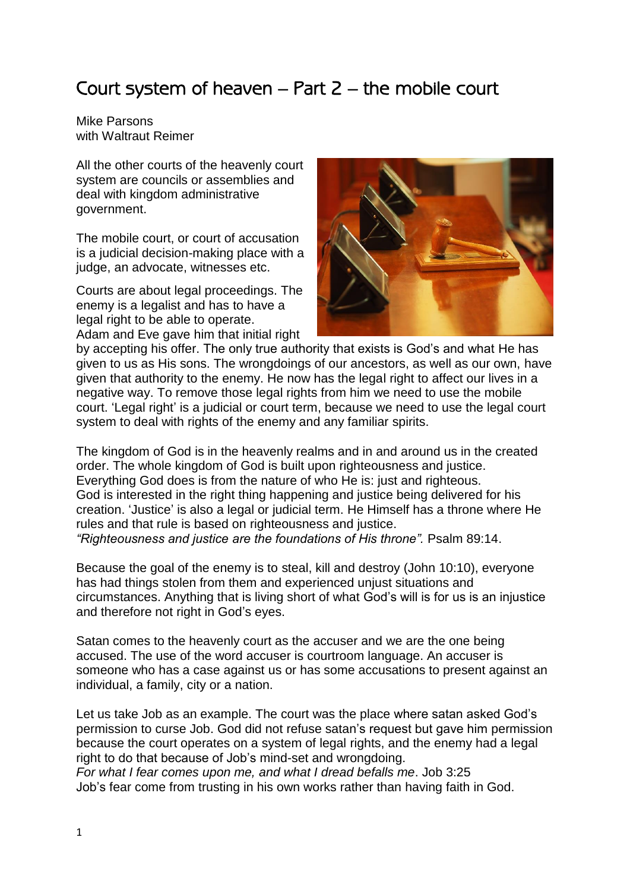# Court system of heaven – Part 2 – the mobile court

Mike Parsons
with Waltraut Reimer

All the other courts of the heavenly court system are councils or assemblies and deal with kingdom administrative government.

The mobile court, or court of accusation is a judicial decision-making place with a judge, an advocate, witnesses etc.

Courts are about legal proceedings. The enemy is a legalist and has to have a legal right to be able to operate. Adam and Eve gave him that initial right by accepting his offer. The only true authority that exists is God's and what He has given to us as His sons. The wrongdoings of our ancestors, as well as our own, have given that authority to the enemy. He now has the legal right to affect our lives in a negative way. To remove those legal rights from him we need to use the mobile court. 'Legal right' is a judicial or court term, because we need to use the legal court system to deal with rights of the enemy and any familiar spirits.

The kingdom of God is in the heavenly realms and in and around us in the created order. The whole kingdom of God is built upon righteousness and justice. Everything God does is from the nature of who He is: just and righteous. God is interested in the right thing happening and justice being delivered for his creation. 'Justice' is also a legal or judicial term. He Himself has a throne where He rules and that rule is based on righteousness and justice.
*"Righteousness and justice are the foundations of His throne".* Psalm 89:14.

Because the goal of the enemy is to steal, kill and destroy (John 10:10), everyone has had things stolen from them and experienced unjust situations and circumstances. Anything that is living short of what God's will is for us is an injustice and therefore not right in God's eyes.

Satan comes to the heavenly court as the accuser and we are the one being accused. The use of the word accuser is courtroom language. An accuser is someone who has a case against us or has some accusations to present against an individual, a family, city or a nation.

Let us take Job as an example. The court was the place where satan asked God's permission to curse Job. God did not refuse satan's request but gave him permission because the court operates on a system of legal rights, and the enemy had a legal right to do that because of Job's mind-set and wrongdoing.
*For what I fear comes upon me, and what I dread befalls me*. Job 3:25
Job's fear come from trusting in his own works rather than having faith in God.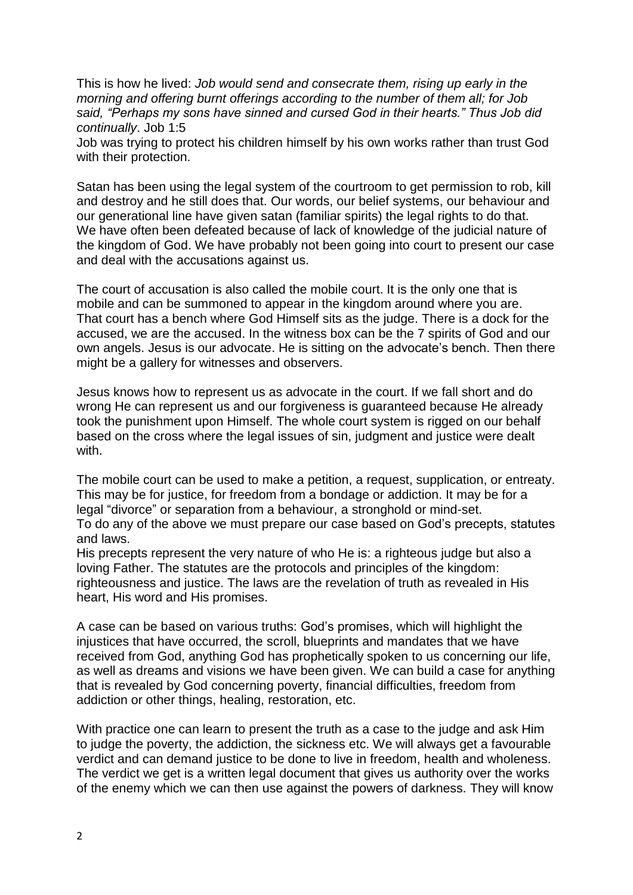This is how he lived: *Job would send and consecrate them, rising up early in the morning and offering burnt offerings according to the number of them all; for Job said, "Perhaps my sons have sinned and cursed God in their hearts." Thus Job did continually*. Job 1:5
Job was trying to protect his children himself by his own works rather than trust God with their protection.

Satan has been using the legal system of the courtroom to get permission to rob, kill and destroy and he still does that. Our words, our belief systems, our behaviour and our generational line have given satan (familiar spirits) the legal rights to do that. We have often been defeated because of lack of knowledge of the judicial nature of the kingdom of God. We have probably not been going into court to present our case and deal with the accusations against us.

The court of accusation is also called the mobile court. It is the only one that is mobile and can be summoned to appear in the kingdom around where you are. That court has a bench where God Himself sits as the judge. There is a dock for the accused, we are the accused. In the witness box can be the 7 spirits of God and our own angels. Jesus is our advocate. He is sitting on the advocate's bench. Then there might be a gallery for witnesses and observers.

Jesus knows how to represent us as advocate in the court. If we fall short and do wrong He can represent us and our forgiveness is guaranteed because He already took the punishment upon Himself. The whole court system is rigged on our behalf based on the cross where the legal issues of sin, judgment and justice were dealt with.

The mobile court can be used to make a petition, a request, supplication, or entreaty. This may be for justice, for freedom from a bondage or addiction. It may be for a legal "divorce" or separation from a behaviour, a stronghold or mind-set.
To do any of the above we must prepare our case based on God's precepts, statutes and laws.
His precepts represent the very nature of who He is: a righteous judge but also a loving Father. The statutes are the protocols and principles of the kingdom: righteousness and justice. The laws are the revelation of truth as revealed in His heart, His word and His promises.

A case can be based on various truths: God's promises, which will highlight the injustices that have occurred, the scroll, blueprints and mandates that we have received from God, anything God has prophetically spoken to us concerning our life, as well as dreams and visions we have been given. We can build a case for anything that is revealed by God concerning poverty, financial difficulties, freedom from addiction or other things, healing, restoration, etc.

With practice one can learn to present the truth as a case to the judge and ask Him to judge the poverty, the addiction, the sickness etc. We will always get a favourable verdict and can demand justice to be done to live in freedom, health and wholeness. The verdict we get is a written legal document that gives us authority over the works of the enemy which we can then use against the powers of darkness. They will know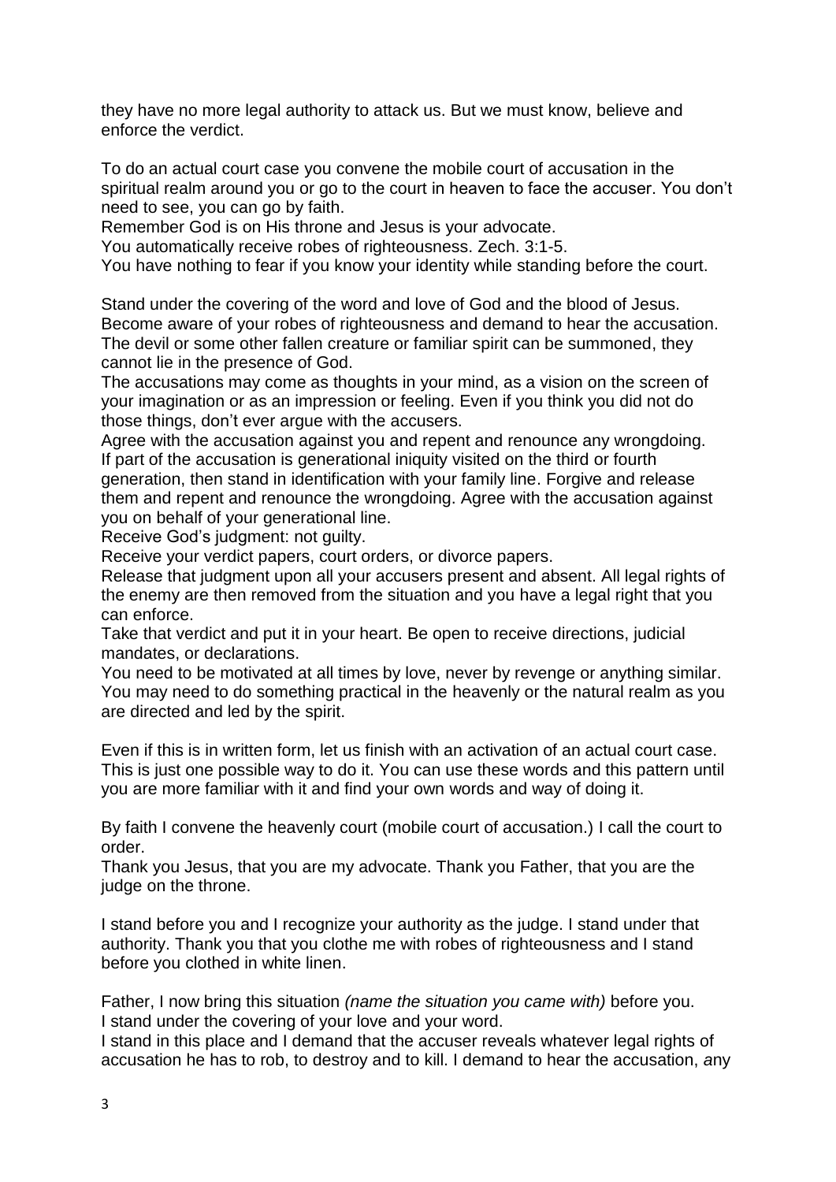they have no more legal authority to attack us. But we must know, believe and enforce the verdict.

To do an actual court case you convene the mobile court of accusation in the spiritual realm around you or go to the court in heaven to face the accuser. You don't need to see, you can go by faith.
Remember God is on His throne and Jesus is your advocate.
You automatically receive robes of righteousness. Zech. 3:1-5.
You have nothing to fear if you know your identity while standing before the court.

Stand under the covering of the word and love of God and the blood of Jesus.
Become aware of your robes of righteousness and demand to hear the accusation.
The devil or some other fallen creature or familiar spirit can be summoned, they cannot lie in the presence of God.
The accusations may come as thoughts in your mind, as a vision on the screen of your imagination or as an impression or feeling. Even if you think you did not do those things, don't ever argue with the accusers.
Agree with the accusation against you and repent and renounce any wrongdoing.
If part of the accusation is generational iniquity visited on the third or fourth generation, then stand in identification with your family line. Forgive and release them and repent and renounce the wrongdoing. Agree with the accusation against you on behalf of your generational line.
Receive God's judgment: not guilty.
Receive your verdict papers, court orders, or divorce papers.
Release that judgment upon all your accusers present and absent. All legal rights of the enemy are then removed from the situation and you have a legal right that you can enforce.
Take that verdict and put it in your heart. Be open to receive directions, judicial mandates, or declarations.
You need to be motivated at all times by love, never by revenge or anything similar.
You may need to do something practical in the heavenly or the natural realm as you are directed and led by the spirit.

Even if this is in written form, let us finish with an activation of an actual court case. This is just one possible way to do it. You can use these words and this pattern until you are more familiar with it and find your own words and way of doing it.

By faith I convene the heavenly court (mobile court of accusation.) I call the court to order.
Thank you Jesus, that you are my advocate. Thank you Father, that you are the judge on the throne.

I stand before you and I recognize your authority as the judge. I stand under that authority. Thank you that you clothe me with robes of righteousness and I stand before you clothed in white linen.

Father, I now bring this situation *(name the situation you came with)* before you.
I stand under the covering of your love and your word.
I stand in this place and I demand that the accuser reveals whatever legal rights of accusation he has to rob, to destroy and to kill. I demand to hear the accusation, any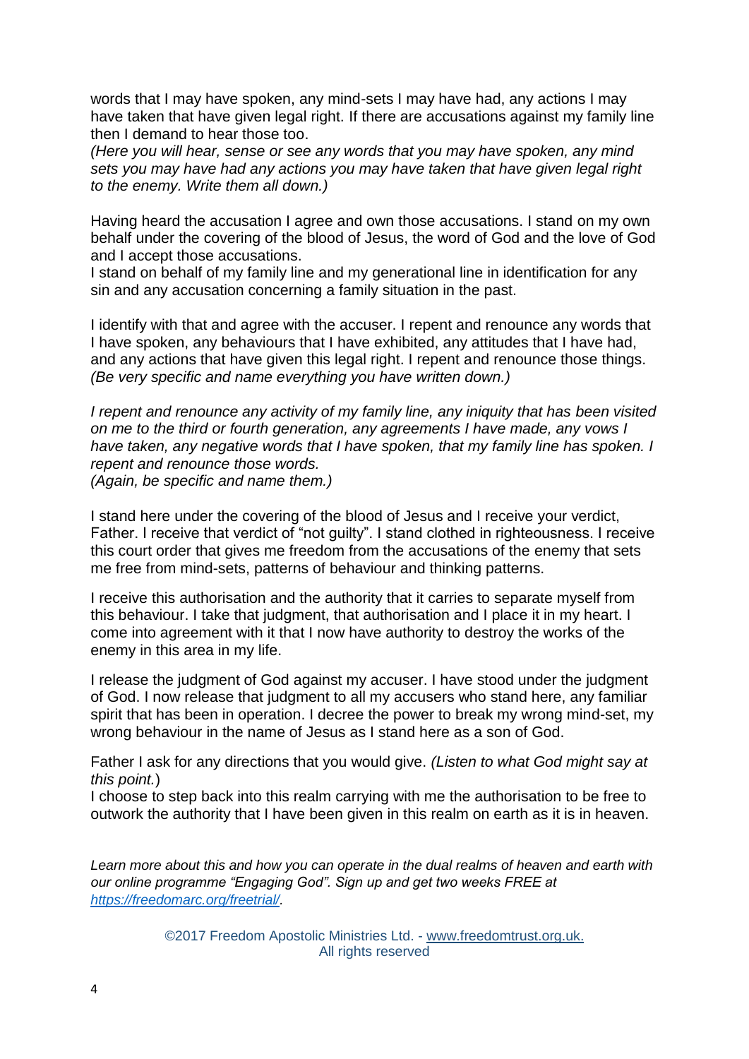words that I may have spoken, any mind-sets I may have had, any actions I may have taken that have given legal right. If there are accusations against my family line then I demand to hear those too.
*(Here you will hear, sense or see any words that you may have spoken, any mind sets you may have had any actions you may have taken that have given legal right to the enemy. Write them all down.)*

Having heard the accusation I agree and own those accusations. I stand on my own behalf under the covering of the blood of Jesus, the word of God and the love of God and I accept those accusations.
I stand on behalf of my family line and my generational line in identification for any sin and any accusation concerning a family situation in the past.

I identify with that and agree with the accuser. I repent and renounce any words that I have spoken, any behaviours that I have exhibited, any attitudes that I have had, and any actions that have given this legal right. I repent and renounce those things.
*(Be very specific and name everything you have written down.)*

*I repent and renounce any activity of my family line, any iniquity that has been visited on me to the third or fourth generation, any agreements I have made, any vows I have taken, any negative words that I have spoken, that my family line has spoken. I repent and renounce those words.*
*(Again, be specific and name them.)*

I stand here under the covering of the blood of Jesus and I receive your verdict, Father. I receive that verdict of "not guilty". I stand clothed in righteousness. I receive this court order that gives me freedom from the accusations of the enemy that sets me free from mind-sets, patterns of behaviour and thinking patterns.

I receive this authorisation and the authority that it carries to separate myself from this behaviour. I take that judgment, that authorisation and I place it in my heart. I come into agreement with it that I now have authority to destroy the works of the enemy in this area in my life.

I release the judgment of God against my accuser. I have stood under the judgment of God. I now release that judgment to all my accusers who stand here, any familiar spirit that has been in operation. I decree the power to break my wrong mind-set, my wrong behaviour in the name of Jesus as I stand here as a son of God.

Father I ask for any directions that you would give. *(Listen to what God might say at this point.*)
I choose to step back into this realm carrying with me the authorisation to be free to outwork the authority that I have been given in this realm on earth as it is in heaven.

*Learn more about this and how you can operate in the dual realms of heaven and earth with our online programme "Engaging God". Sign up and get two weeks FREE at [https://freedomarc.org/freetrial/](https://freedomarc.org/freetrial/).*

©2017 Freedom Apostolic Ministries Ltd. - [www.freedomtrust.org.uk.](http://www.freedomtrust.org.uk)
All rights reserved